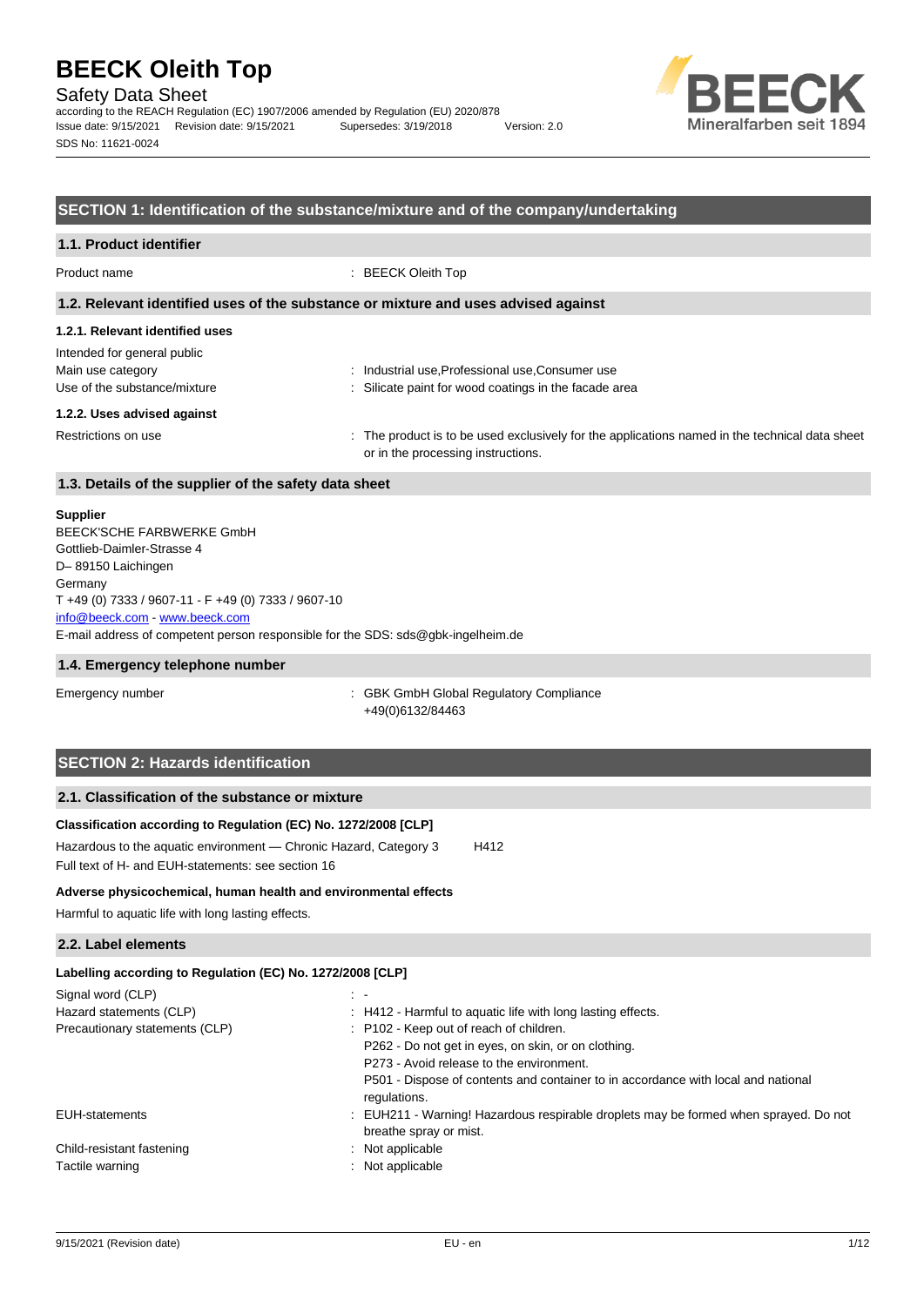# BEECK Oleith Top

Safety Data Sheet

according to the REACH Regulation (EC) 1907/2006 amended by Regulation (EU) 2020/878

Issue date: 9/15/2021 Revision date: 9/15/2021 Supersedes: 3/19/2018 Version: 2.0

SDS No: 11621-0024

## SECTION 1: Identification of the substance/mixture and of the company/undertaking

### 1.1. Product identifier

Product name : BEECK Oleith Top

### 1.2. Relevant identified uses of the substance or mixture and uses advised against

#### 1.2.1. Relevant identified uses

Intended for general public

Main use category : Industrial use,Professional use,Consumer use

Use of the substance/mixture : Silicate paint for wood coatings in the facade area

#### 1.2.2. Uses advised against

Restrictions on use : The product is to be used exclusively for the applications named in the technical data sheet or in the processing instructions.

### 1.3. Details of the supplier of the safety data sheet

**Supplier**

BEECK'SCHE FARBWERKE GmbH
Gottlieb-Daimler-Strasse 4
D– 89150 Laichingen
Germany
T +49 (0) 7333 / 9607-11 - F +49 (0) 7333 / 9607-10
info@beeck.com - www.beeck.com
E-mail address of competent person responsible for the SDS: sds@gbk-ingelheim.de

### 1.4. Emergency telephone number

Emergency number : GBK GmbH Global Regulatory Compliance
+49(0)6132/84463

## SECTION 2: Hazards identification

### 2.1. Classification of the substance or mixture

**Classification according to Regulation (EC) No. 1272/2008 [CLP]**

Hazardous to the aquatic environment — Chronic Hazard, Category 3 H412

Full text of H- and EUH-statements: see section 16

**Adverse physicochemical, human health and environmental effects**

Harmful to aquatic life with long lasting effects.

### 2.2. Label elements

**Labelling according to Regulation (EC) No. 1272/2008 [CLP]**

Signal word (CLP) : -

Hazard statements (CLP) : H412 - Harmful to aquatic life with long lasting effects.

Precautionary statements (CLP) : P102 - Keep out of reach of children.
P262 - Do not get in eyes, on skin, or on clothing.
P273 - Avoid release to the environment.
P501 - Dispose of contents and container to in accordance with local and national regulations.

EUH-statements : EUH211 - Warning! Hazardous respirable droplets may be formed when sprayed. Do not breathe spray or mist.

Child-resistant fastening : Not applicable

Tactile warning : Not applicable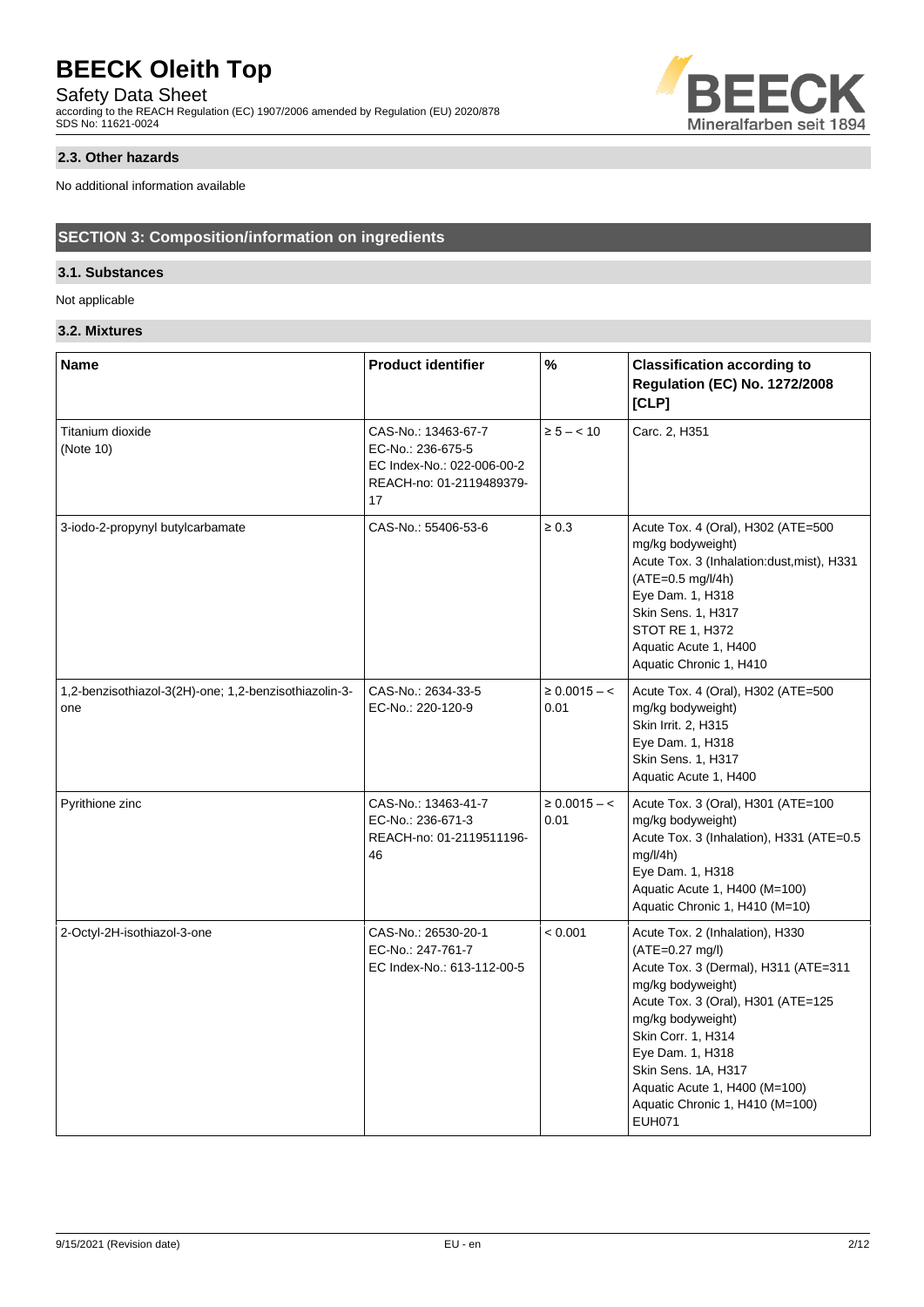### 2.3. Other hazards

No additional information available

## SECTION 3: Composition/information on ingredients

### 3.1. Substances

Not applicable

### 3.2. Mixtures

| Name | Product identifier | % | Classification according to Regulation (EC) No. 1272/2008 [CLP] |
|---|---|---|---|
| Titanium dioxide<br>(Note 10) | CAS-No.: 13463-67-7<br>EC-No.: 236-675-5<br>EC Index-No.: 022-006-00-2<br>REACH-no: 01-2119489379-17 | ≥ 5 – < 10 | Carc. 2, H351 |
| 3-iodo-2-propynyl butylcarbamate | CAS-No.: 55406-53-6 | ≥ 0.3 | Acute Tox. 4 (Oral), H302 (ATE=500 mg/kg bodyweight)<br>Acute Tox. 3 (Inhalation:dust,mist), H331 (ATE=0.5 mg/l/4h)<br>Eye Dam. 1, H318<br>Skin Sens. 1, H317<br>STOT RE 1, H372<br>Aquatic Acute 1, H400<br>Aquatic Chronic 1, H410 |
| 1,2-benzisothiazol-3(2H)-one; 1,2-benzisothiazolin-3-one | CAS-No.: 2634-33-5<br>EC-No.: 220-120-9 | ≥ 0.0015 – < 0.01 | Acute Tox. 4 (Oral), H302 (ATE=500 mg/kg bodyweight)<br>Skin Irrit. 2, H315<br>Eye Dam. 1, H318<br>Skin Sens. 1, H317<br>Aquatic Acute 1, H400 |
| Pyrithione zinc | CAS-No.: 13463-41-7<br>EC-No.: 236-671-3<br>REACH-no: 01-2119511196-46 | ≥ 0.0015 – < 0.01 | Acute Tox. 3 (Oral), H301 (ATE=100 mg/kg bodyweight)<br>Acute Tox. 3 (Inhalation), H331 (ATE=0.5 mg/l/4h)<br>Eye Dam. 1, H318<br>Aquatic Acute 1, H400 (M=100)<br>Aquatic Chronic 1, H410 (M=10) |
| 2-Octyl-2H-isothiazol-3-one | CAS-No.: 26530-20-1<br>EC-No.: 247-761-7<br>EC Index-No.: 613-112-00-5 | < 0.001 | Acute Tox. 2 (Inhalation), H330 (ATE=0.27 mg/l)<br>Acute Tox. 3 (Dermal), H311 (ATE=311 mg/kg bodyweight)<br>Acute Tox. 3 (Oral), H301 (ATE=125 mg/kg bodyweight)<br>Skin Corr. 1, H314<br>Eye Dam. 1, H318<br>Skin Sens. 1A, H317<br>Aquatic Acute 1, H400 (M=100)<br>Aquatic Chronic 1, H410 (M=100)<br>EUH071 |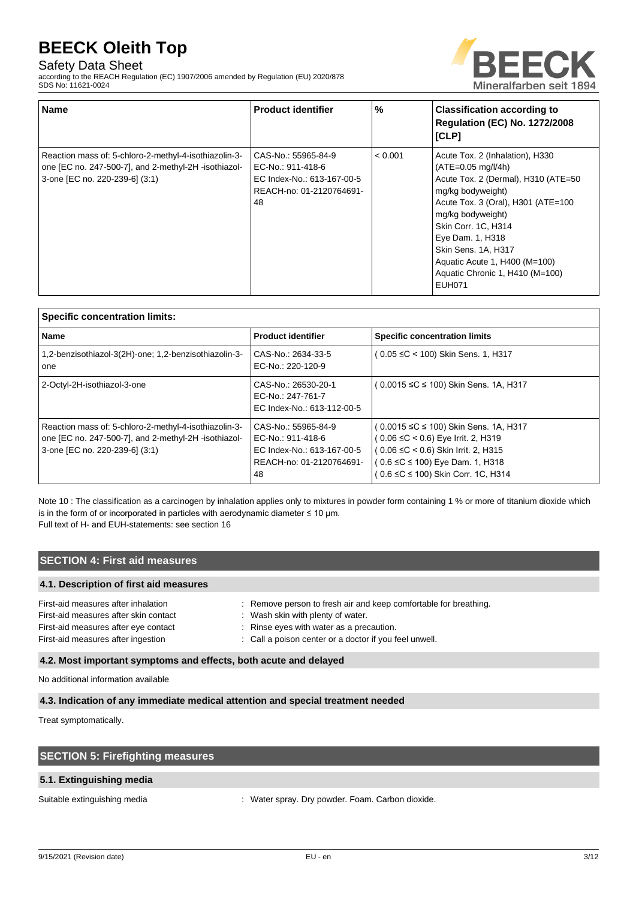| Name | Product identifier | % | Classification according to Regulation (EC) No. 1272/2008 [CLP] |
|---|---|---|---|
| Reaction mass of: 5-chloro-2-methyl-4-isothiazolin-3-one [EC no. 247-500-7], and 2-methyl-2H -isothiazol-3-one [EC no. 220-239-6] (3:1) | CAS-No.: 55965-84-9<br>EC-No.: 911-418-6<br>EC Index-No.: 613-167-00-5<br>REACH-no: 01-2120764691-48 | < 0.001 | Acute Tox. 2 (Inhalation), H330 (ATE=0.05 mg/l/4h)<br>Acute Tox. 2 (Dermal), H310 (ATE=50 mg/kg bodyweight)<br>Acute Tox. 3 (Oral), H301 (ATE=100 mg/kg bodyweight)<br>Skin Corr. 1C, H314<br>Eye Dam. 1, H318<br>Skin Sens. 1A, H317<br>Aquatic Acute 1, H400 (M=100)<br>Aquatic Chronic 1, H410 (M=100)<br>EUH071 |

| Specific concentration limits: | | |
|---|---|---|
| **Name** | **Product identifier** | **Specific concentration limits** |
| 1,2-benzisothiazol-3(2H)-one; 1,2-benzisothiazolin-3-one | CAS-No.: 2634-33-5<br>EC-No.: 220-120-9 | ( 0.05 ≤C < 100) Skin Sens. 1, H317 |
| 2-Octyl-2H-isothiazol-3-one | CAS-No.: 26530-20-1<br>EC-No.: 247-761-7<br>EC Index-No.: 613-112-00-5 | ( 0.0015 ≤C ≤ 100) Skin Sens. 1A, H317 |
| Reaction mass of: 5-chloro-2-methyl-4-isothiazolin-3-one [EC no. 247-500-7], and 2-methyl-2H -isothiazol-3-one [EC no. 220-239-6] (3:1) | CAS-No.: 55965-84-9<br>EC-No.: 911-418-6<br>EC Index-No.: 613-167-00-5<br>REACH-no: 01-2120764691-48 | ( 0.0015 ≤C ≤ 100) Skin Sens. 1A, H317<br>( 0.06 ≤C < 0.6) Eye Irrit. 2, H319<br>( 0.06 ≤C < 0.6) Skin Irrit. 2, H315<br>( 0.6 ≤C ≤ 100) Eye Dam. 1, H318<br>( 0.6 ≤C ≤ 100) Skin Corr. 1C, H314 |

Note 10 : The classification as a carcinogen by inhalation applies only to mixtures in powder form containing 1 % or more of titanium dioxide which is in the form of or incorporated in particles with aerodynamic diameter ≤ 10 μm.
Full text of H- and EUH-statements: see section 16

## SECTION 4: First aid measures

### 4.1. Description of first aid measures

First-aid measures after inhalation : Remove person to fresh air and keep comfortable for breathing.
First-aid measures after skin contact : Wash skin with plenty of water.
First-aid measures after eye contact : Rinse eyes with water as a precaution.
First-aid measures after ingestion : Call a poison center or a doctor if you feel unwell.

### 4.2. Most important symptoms and effects, both acute and delayed

No additional information available

### 4.3. Indication of any immediate medical attention and special treatment needed

Treat symptomatically.

## SECTION 5: Firefighting measures

### 5.1. Extinguishing media

Suitable extinguishing media : Water spray. Dry powder. Foam. Carbon dioxide.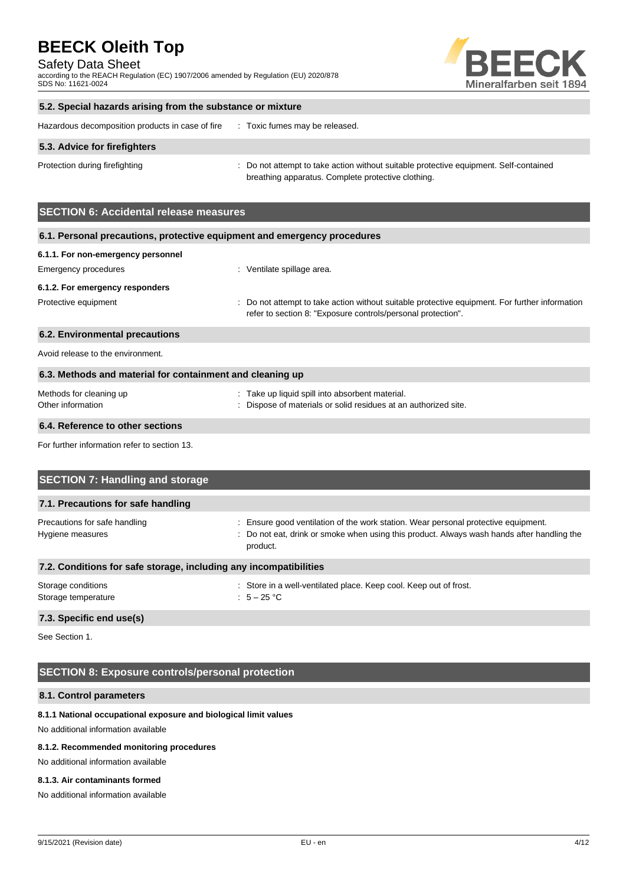### 5.2. Special hazards arising from the substance or mixture

Hazardous decomposition products in case of fire : Toxic fumes may be released.

### 5.3. Advice for firefighters

Protection during firefighting : Do not attempt to take action without suitable protective equipment. Self-contained breathing apparatus. Complete protective clothing.

## SECTION 6: Accidental release measures

### 6.1. Personal precautions, protective equipment and emergency procedures

**6.1.1. For non-emergency personnel**

Emergency procedures : Ventilate spillage area.

**6.1.2. For emergency responders**

Protective equipment : Do not attempt to take action without suitable protective equipment. For further information refer to section 8: "Exposure controls/personal protection".

### 6.2. Environmental precautions

Avoid release to the environment.

### 6.3. Methods and material for containment and cleaning up

Methods for cleaning up : Take up liquid spill into absorbent material.

Other information : Dispose of materials or solid residues at an authorized site.

### 6.4. Reference to other sections

For further information refer to section 13.

## SECTION 7: Handling and storage

### 7.1. Precautions for safe handling

Precautions for safe handling : Ensure good ventilation of the work station. Wear personal protective equipment.

Hygiene measures : Do not eat, drink or smoke when using this product. Always wash hands after handling the product.

### 7.2. Conditions for safe storage, including any incompatibilities

Storage conditions : Store in a well-ventilated place. Keep cool. Keep out of frost.

Storage temperature : 5 – 25 °C

### 7.3. Specific end use(s)

See Section 1.

## SECTION 8: Exposure controls/personal protection

### 8.1. Control parameters

**8.1.1 National occupational exposure and biological limit values**

No additional information available

**8.1.2. Recommended monitoring procedures**

No additional information available

**8.1.3. Air contaminants formed**

No additional information available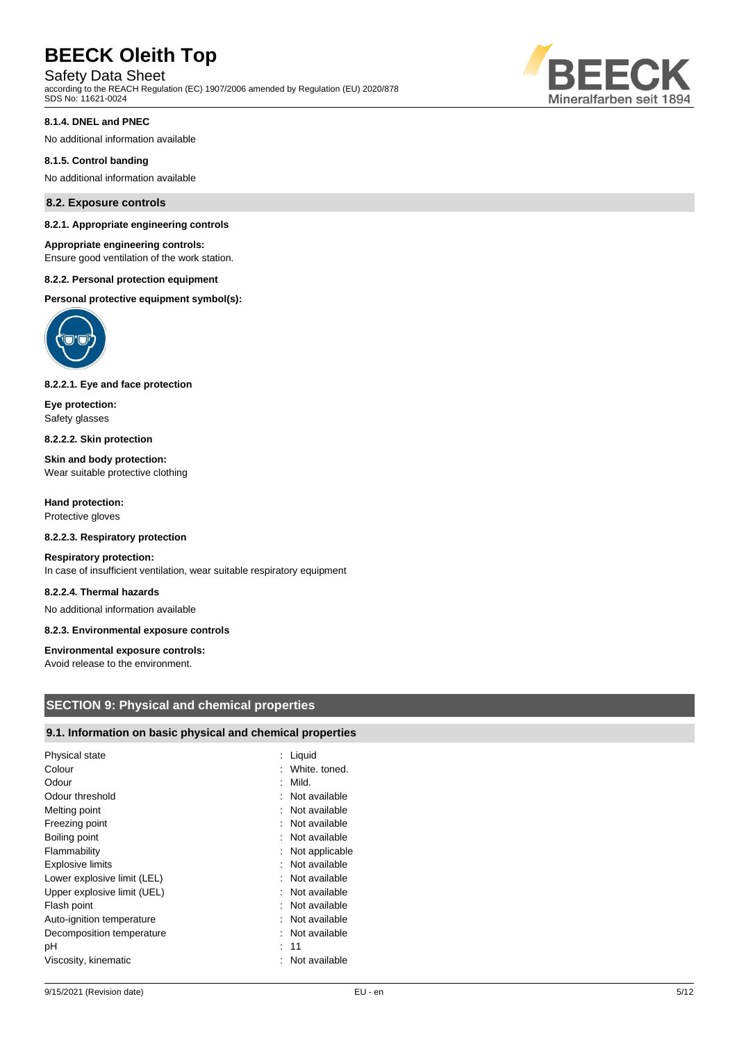#### 8.1.4. DNEL and PNEC

No additional information available

#### 8.1.5. Control banding

No additional information available

### 8.2. Exposure controls

#### 8.2.1. Appropriate engineering controls

**Appropriate engineering controls:**
Ensure good ventilation of the work station.

#### 8.2.2. Personal protection equipment

**Personal protective equipment symbol(s):**

#### 8.2.2.1. Eye and face protection

**Eye protection:**
Safety glasses

#### 8.2.2.2. Skin protection

**Skin and body protection:**
Wear suitable protective clothing

**Hand protection:**
Protective gloves

#### 8.2.2.3. Respiratory protection

**Respiratory protection:**
In case of insufficient ventilation, wear suitable respiratory equipment

#### 8.2.2.4. Thermal hazards

No additional information available

#### 8.2.3. Environmental exposure controls

**Environmental exposure controls:**
Avoid release to the environment.

## SECTION 9: Physical and chemical properties

### 9.1. Information on basic physical and chemical properties

| | |
|---|---|
| Physical state | : Liquid |
| Colour | : White. toned. |
| Odour | : Mild. |
| Odour threshold | : Not available |
| Melting point | : Not available |
| Freezing point | : Not available |
| Boiling point | : Not available |
| Flammability | : Not applicable |
| Explosive limits | : Not available |
| Lower explosive limit (LEL) | : Not available |
| Upper explosive limit (UEL) | : Not available |
| Flash point | : Not available |
| Auto-ignition temperature | : Not available |
| Decomposition temperature | : Not available |
| pH | : 11 |
| Viscosity, kinematic | : Not available |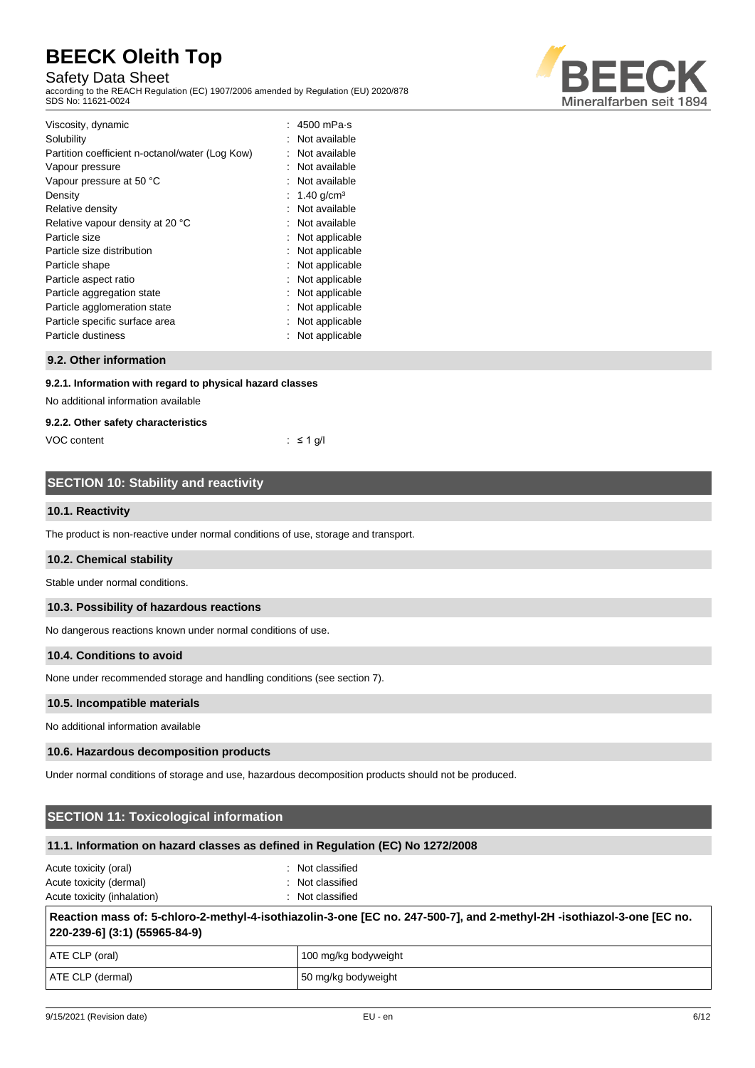| | |
|---|---|
| Viscosity, dynamic | : 4500 mPa·s |
| Solubility | : Not available |
| Partition coefficient n-octanol/water (Log Kow) | : Not available |
| Vapour pressure | : Not available |
| Vapour pressure at 50 °C | : Not available |
| Density | : 1.40 g/cm³ |
| Relative density | : Not available |
| Relative vapour density at 20 °C | : Not available |
| Particle size | : Not applicable |
| Particle size distribution | : Not applicable |
| Particle shape | : Not applicable |
| Particle aspect ratio | : Not applicable |
| Particle aggregation state | : Not applicable |
| Particle agglomeration state | : Not applicable |
| Particle specific surface area | : Not applicable |
| Particle dustiness | : Not applicable |

### 9.2. Other information

#### 9.2.1. Information with regard to physical hazard classes

No additional information available

#### 9.2.2. Other safety characteristics

VOC content : ≤ 1 g/l

## SECTION 10: Stability and reactivity

### 10.1. Reactivity

The product is non-reactive under normal conditions of use, storage and transport.

### 10.2. Chemical stability

Stable under normal conditions.

### 10.3. Possibility of hazardous reactions

No dangerous reactions known under normal conditions of use.

### 10.4. Conditions to avoid

None under recommended storage and handling conditions (see section 7).

### 10.5. Incompatible materials

No additional information available

### 10.6. Hazardous decomposition products

Under normal conditions of storage and use, hazardous decomposition products should not be produced.

## SECTION 11: Toxicological information

### 11.1. Information on hazard classes as defined in Regulation (EC) No 1272/2008

| | |
|---|---|
| Acute toxicity (oral) | : Not classified |
| Acute toxicity (dermal) | : Not classified |
| Acute toxicity (inhalation) | : Not classified |

| **Reaction mass of: 5-chloro-2-methyl-4-isothiazolin-3-one [EC no. 247-500-7], and 2-methyl-2H -isothiazol-3-one [EC no. 220-239-6] (3:1) (55965-84-9)** | |
|---|---|
| ATE CLP (oral) | 100 mg/kg bodyweight |
| ATE CLP (dermal) | 50 mg/kg bodyweight |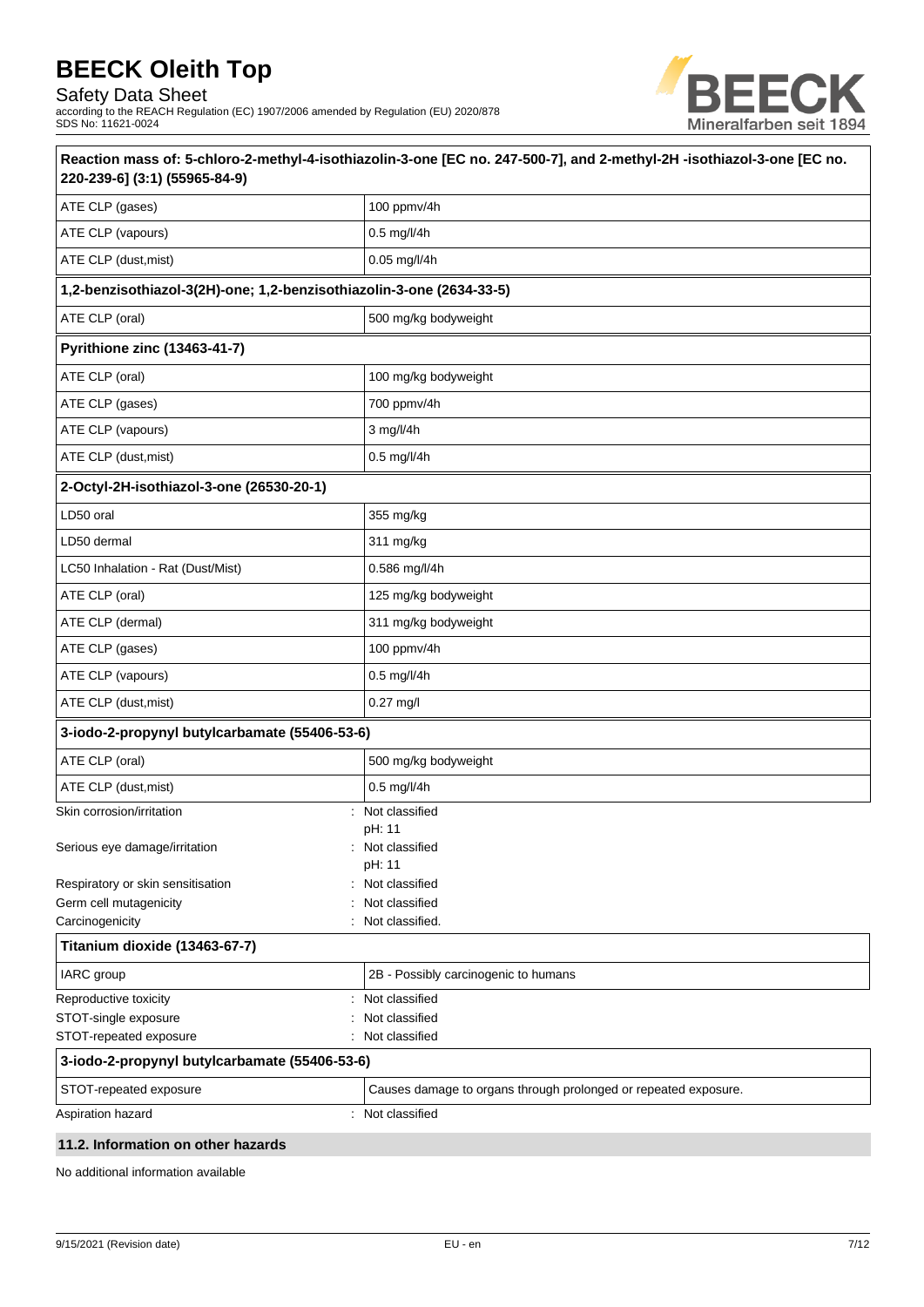| Reaction mass of: 5-chloro-2-methyl-4-isothiazolin-3-one [EC no. 247-500-7], and 2-methyl-2H -isothiazol-3-one [EC no. 220-239-6] (3:1) (55965-84-9) | |
|---|---|
| ATE CLP (gases) | 100 ppmv/4h |
| ATE CLP (vapours) | 0.5 mg/l/4h |
| ATE CLP (dust,mist) | 0.05 mg/l/4h |

| 1,2-benzisothiazol-3(2H)-one; 1,2-benzisothiazolin-3-one (2634-33-5) | |
|---|---|
| ATE CLP (oral) | 500 mg/kg bodyweight |

| Pyrithione zinc (13463-41-7) | |
|---|---|
| ATE CLP (oral) | 100 mg/kg bodyweight |
| ATE CLP (gases) | 700 ppmv/4h |
| ATE CLP (vapours) | 3 mg/l/4h |
| ATE CLP (dust,mist) | 0.5 mg/l/4h |

| 2-Octyl-2H-isothiazol-3-one (26530-20-1) | |
|---|---|
| LD50 oral | 355 mg/kg |
| LD50 dermal | 311 mg/kg |
| LC50 Inhalation - Rat (Dust/Mist) | 0.586 mg/l/4h |
| ATE CLP (oral) | 125 mg/kg bodyweight |
| ATE CLP (dermal) | 311 mg/kg bodyweight |
| ATE CLP (gases) | 100 ppmv/4h |
| ATE CLP (vapours) | 0.5 mg/l/4h |
| ATE CLP (dust,mist) | 0.27 mg/l |

| 3-iodo-2-propynyl butylcarbamate (55406-53-6) | |
|---|---|
| ATE CLP (oral) | 500 mg/kg bodyweight |
| ATE CLP (dust,mist) | 0.5 mg/l/4h |

Skin corrosion/irritation : Not classified
pH: 11

Serious eye damage/irritation : Not classified
pH: 11

Respiratory or skin sensitisation : Not classified

Germ cell mutagenicity : Not classified

Carcinogenicity : Not classified.

| Titanium dioxide (13463-67-7) | |
|---|---|
| IARC group | 2B - Possibly carcinogenic to humans |

Reproductive toxicity : Not classified

STOT-single exposure : Not classified

STOT-repeated exposure : Not classified

| 3-iodo-2-propynyl butylcarbamate (55406-53-6) | |
|---|---|
| STOT-repeated exposure | Causes damage to organs through prolonged or repeated exposure. |

Aspiration hazard : Not classified

### 11.2. Information on other hazards

No additional information available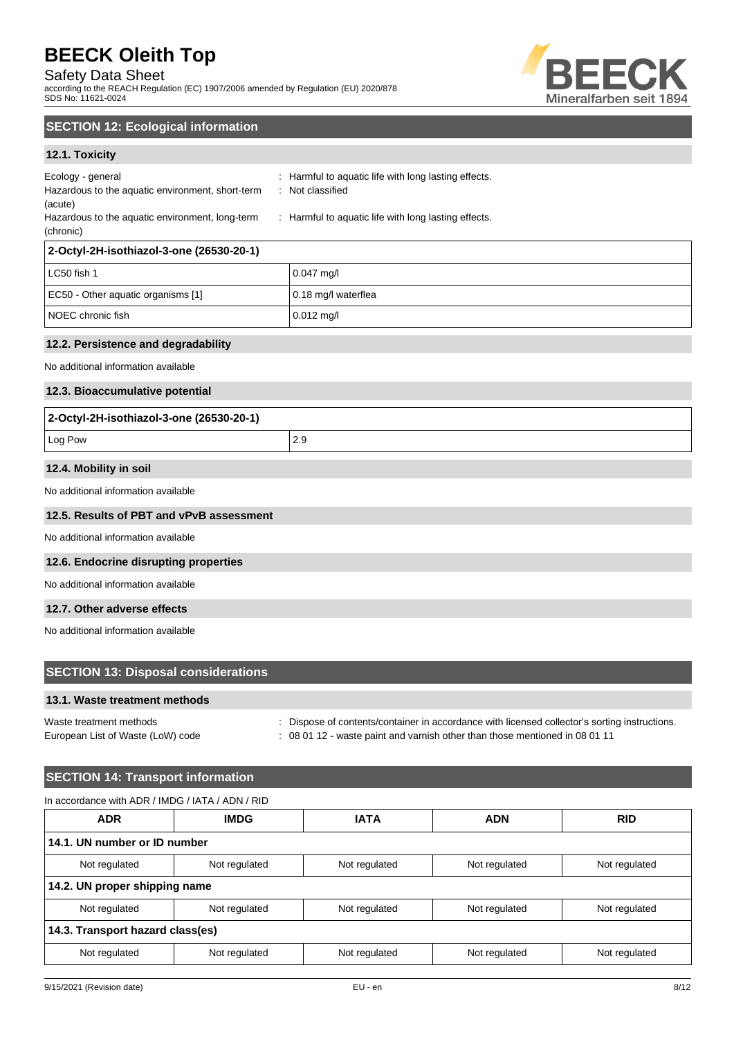## SECTION 12: Ecological information

### 12.1. Toxicity

Ecology - general : Harmful to aquatic life with long lasting effects.
Hazardous to the aquatic environment, short-term (acute) : Not classified
Hazardous to the aquatic environment, long-term (chronic) : Harmful to aquatic life with long lasting effects.

| 2-Octyl-2H-isothiazol-3-one (26530-20-1) | |
|---|---|
| LC50 fish 1 | 0.047 mg/l |
| EC50 - Other aquatic organisms [1] | 0.18 mg/l waterflea |
| NOEC chronic fish | 0.012 mg/l |

### 12.2. Persistence and degradability

No additional information available

### 12.3. Bioaccumulative potential

| 2-Octyl-2H-isothiazol-3-one (26530-20-1) | |
|---|---|
| Log Pow | 2.9 |

### 12.4. Mobility in soil

No additional information available

### 12.5. Results of PBT and vPvB assessment

No additional information available

### 12.6. Endocrine disrupting properties

No additional information available

### 12.7. Other adverse effects

No additional information available

## SECTION 13: Disposal considerations

### 13.1. Waste treatment methods

Waste treatment methods : Dispose of contents/container in accordance with licensed collector's sorting instructions.
European List of Waste (LoW) code : 08 01 12 - waste paint and varnish other than those mentioned in 08 01 11

## SECTION 14: Transport information

In accordance with ADR / IMDG / IATA / ADN / RID

| ADR | IMDG | IATA | ADN | RID |
|---|---|---|---|---|
| **14.1. UN number or ID number** | | | | |
| Not regulated | Not regulated | Not regulated | Not regulated | Not regulated |
| **14.2. UN proper shipping name** | | | | |
| Not regulated | Not regulated | Not regulated | Not regulated | Not regulated |
| **14.3. Transport hazard class(es)** | | | | |
| Not regulated | Not regulated | Not regulated | Not regulated | Not regulated |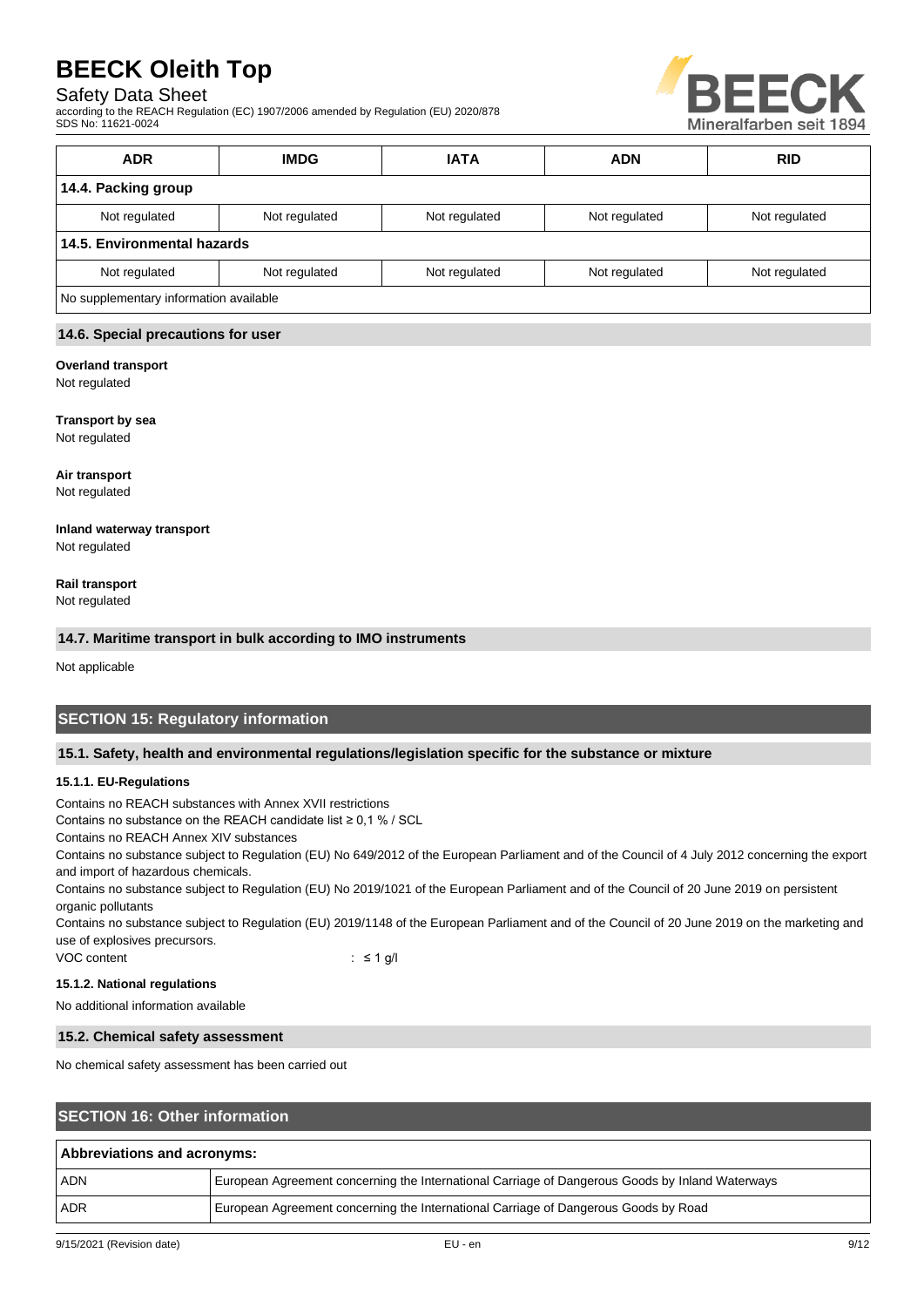| ADR | IMDG | IATA | ADN | RID |
|---|---|---|---|---|
| **14.4. Packing group** | | | | |
| Not regulated | Not regulated | Not regulated | Not regulated | Not regulated |
| **14.5. Environmental hazards** | | | | |
| Not regulated | Not regulated | Not regulated | Not regulated | Not regulated |
| No supplementary information available | | | | |

### 14.6. Special precautions for user

**Overland transport**
Not regulated

**Transport by sea**
Not regulated

**Air transport**
Not regulated

**Inland waterway transport**
Not regulated

**Rail transport**
Not regulated

### 14.7. Maritime transport in bulk according to IMO instruments

Not applicable

## SECTION 15: Regulatory information

### 15.1. Safety, health and environmental regulations/legislation specific for the substance or mixture

#### 15.1.1. EU-Regulations

Contains no REACH substances with Annex XVII restrictions
Contains no substance on the REACH candidate list ≥ 0,1 % / SCL
Contains no REACH Annex XIV substances
Contains no substance subject to Regulation (EU) No 649/2012 of the European Parliament and of the Council of 4 July 2012 concerning the export and import of hazardous chemicals.
Contains no substance subject to Regulation (EU) No 2019/1021 of the European Parliament and of the Council of 20 June 2019 on persistent organic pollutants
Contains no substance subject to Regulation (EU) 2019/1148 of the European Parliament and of the Council of 20 June 2019 on the marketing and use of explosives precursors.
VOC content : ≤ 1 g/l

#### 15.1.2. National regulations

No additional information available

### 15.2. Chemical safety assessment

No chemical safety assessment has been carried out

## SECTION 16: Other information

| Abbreviations and acronyms: | |
|---|---|
| ADN | European Agreement concerning the International Carriage of Dangerous Goods by Inland Waterways |
| ADR | European Agreement concerning the International Carriage of Dangerous Goods by Road |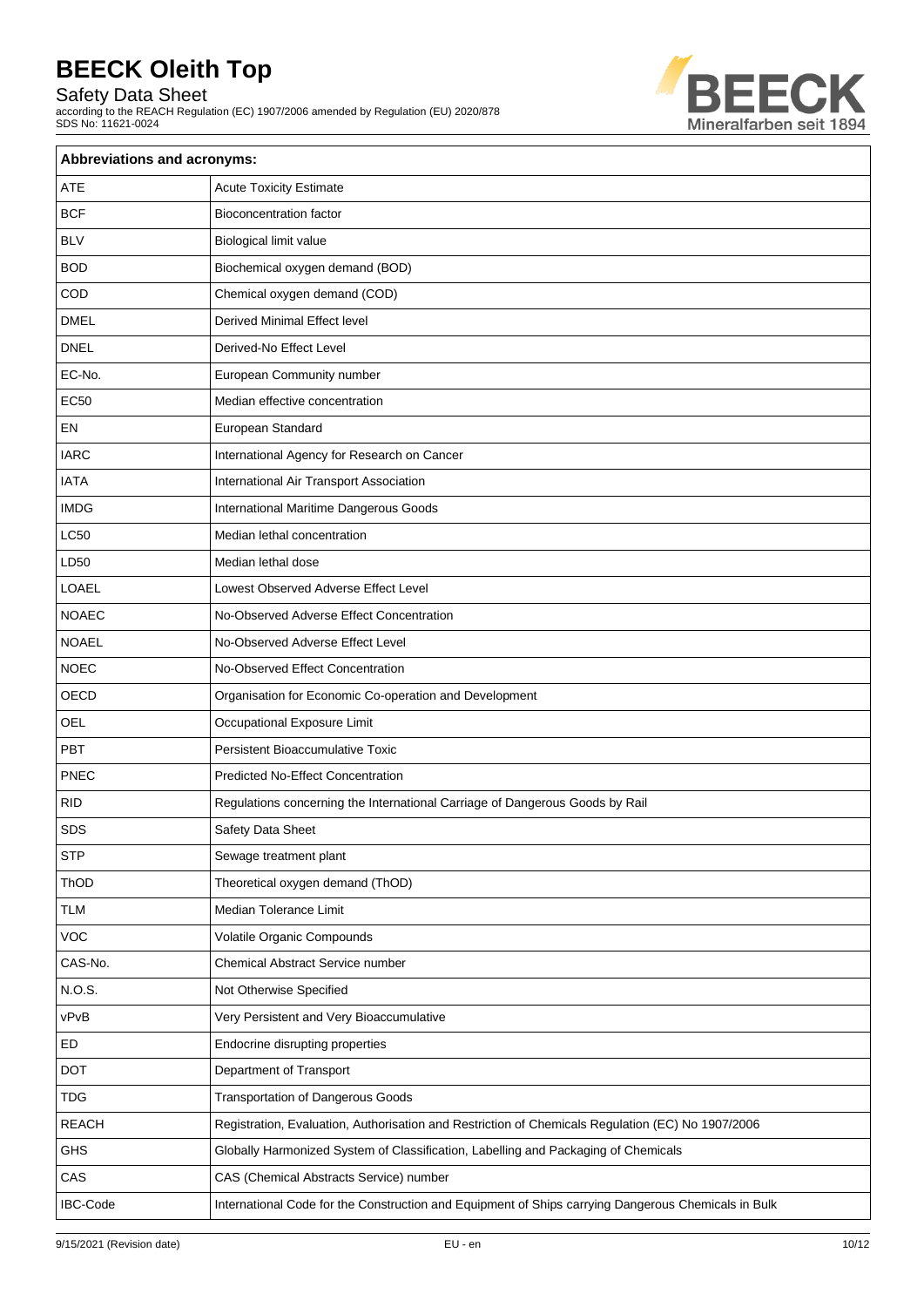| Abbreviations and acronyms: | |
|---|---|
| ATE | Acute Toxicity Estimate |
| BCF | Bioconcentration factor |
| BLV | Biological limit value |
| BOD | Biochemical oxygen demand (BOD) |
| COD | Chemical oxygen demand (COD) |
| DMEL | Derived Minimal Effect level |
| DNEL | Derived-No Effect Level |
| EC-No. | European Community number |
| EC50 | Median effective concentration |
| EN | European Standard |
| IARC | International Agency for Research on Cancer |
| IATA | International Air Transport Association |
| IMDG | International Maritime Dangerous Goods |
| LC50 | Median lethal concentration |
| LD50 | Median lethal dose |
| LOAEL | Lowest Observed Adverse Effect Level |
| NOAEC | No-Observed Adverse Effect Concentration |
| NOAEL | No-Observed Adverse Effect Level |
| NOEC | No-Observed Effect Concentration |
| OECD | Organisation for Economic Co-operation and Development |
| OEL | Occupational Exposure Limit |
| PBT | Persistent Bioaccumulative Toxic |
| PNEC | Predicted No-Effect Concentration |
| RID | Regulations concerning the International Carriage of Dangerous Goods by Rail |
| SDS | Safety Data Sheet |
| STP | Sewage treatment plant |
| ThOD | Theoretical oxygen demand (ThOD) |
| TLM | Median Tolerance Limit |
| VOC | Volatile Organic Compounds |
| CAS-No. | Chemical Abstract Service number |
| N.O.S. | Not Otherwise Specified |
| vPvB | Very Persistent and Very Bioaccumulative |
| ED | Endocrine disrupting properties |
| DOT | Department of Transport |
| TDG | Transportation of Dangerous Goods |
| REACH | Registration, Evaluation, Authorisation and Restriction of Chemicals Regulation (EC) No 1907/2006 |
| GHS | Globally Harmonized System of Classification, Labelling and Packaging of Chemicals |
| CAS | CAS (Chemical Abstracts Service) number |
| IBC-Code | International Code for the Construction and Equipment of Ships carrying Dangerous Chemicals in Bulk |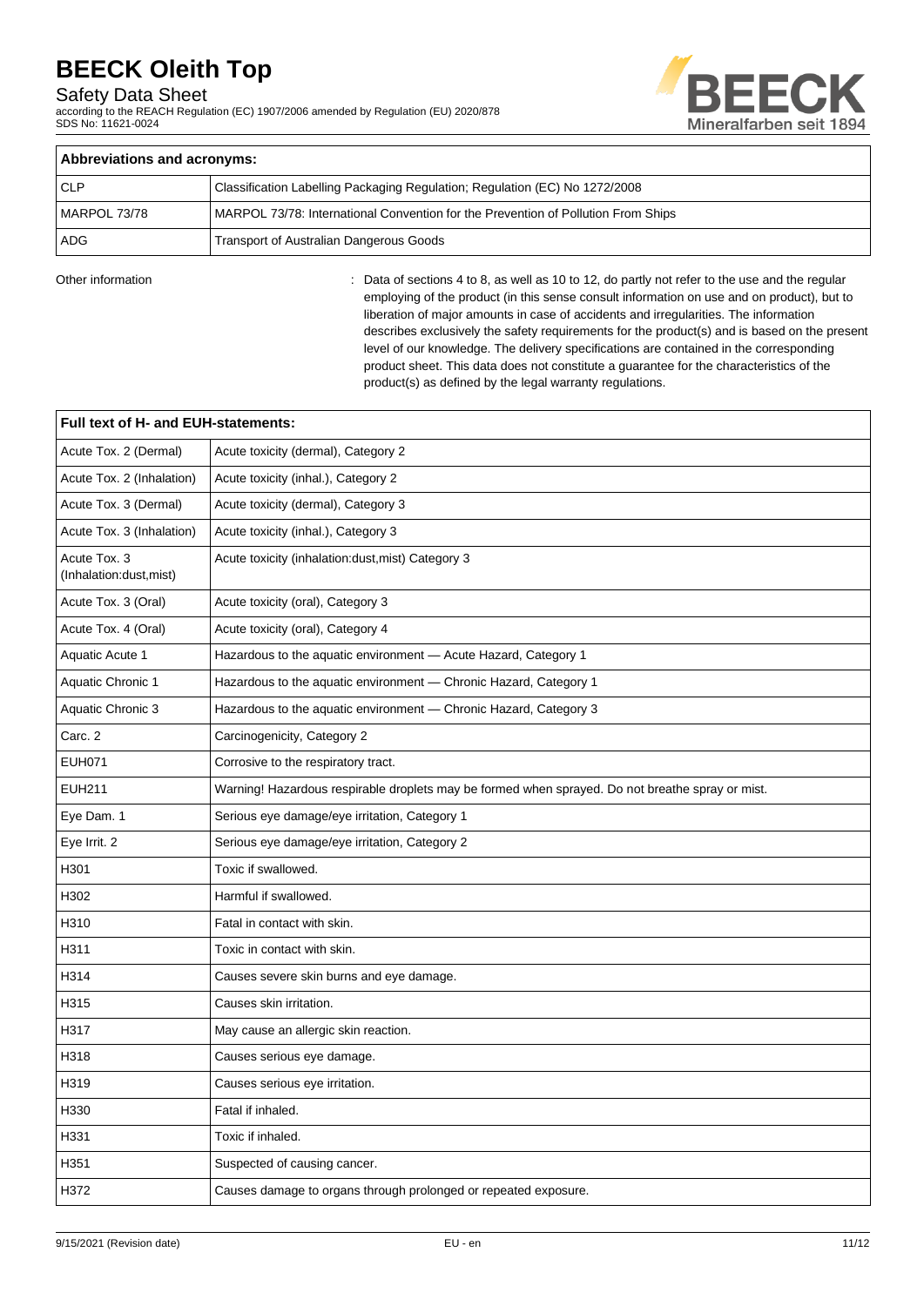| Abbreviations and acronyms: | |
|---|---|
| CLP | Classification Labelling Packaging Regulation; Regulation (EC) No 1272/2008 |
| MARPOL 73/78 | MARPOL 73/78: International Convention for the Prevention of Pollution From Ships |
| ADG | Transport of Australian Dangerous Goods |

Other information : Data of sections 4 to 8, as well as 10 to 12, do partly not refer to the use and the regular employing of the product (in this sense consult information on use and on product), but to liberation of major amounts in case of accidents and irregularities. The information describes exclusively the safety requirements for the product(s) and is based on the present level of our knowledge. The delivery specifications are contained in the corresponding product sheet. This data does not constitute a guarantee for the characteristics of the product(s) as defined by the legal warranty regulations.

| Full text of H- and EUH-statements: | |
|---|---|
| Acute Tox. 2 (Dermal) | Acute toxicity (dermal), Category 2 |
| Acute Tox. 2 (Inhalation) | Acute toxicity (inhal.), Category 2 |
| Acute Tox. 3 (Dermal) | Acute toxicity (dermal), Category 3 |
| Acute Tox. 3 (Inhalation) | Acute toxicity (inhal.), Category 3 |
| Acute Tox. 3 (Inhalation:dust,mist) | Acute toxicity (inhalation:dust,mist) Category 3 |
| Acute Tox. 3 (Oral) | Acute toxicity (oral), Category 3 |
| Acute Tox. 4 (Oral) | Acute toxicity (oral), Category 4 |
| Aquatic Acute 1 | Hazardous to the aquatic environment — Acute Hazard, Category 1 |
| Aquatic Chronic 1 | Hazardous to the aquatic environment — Chronic Hazard, Category 1 |
| Aquatic Chronic 3 | Hazardous to the aquatic environment — Chronic Hazard, Category 3 |
| Carc. 2 | Carcinogenicity, Category 2 |
| EUH071 | Corrosive to the respiratory tract. |
| EUH211 | Warning! Hazardous respirable droplets may be formed when sprayed. Do not breathe spray or mist. |
| Eye Dam. 1 | Serious eye damage/eye irritation, Category 1 |
| Eye Irrit. 2 | Serious eye damage/eye irritation, Category 2 |
| H301 | Toxic if swallowed. |
| H302 | Harmful if swallowed. |
| H310 | Fatal in contact with skin. |
| H311 | Toxic in contact with skin. |
| H314 | Causes severe skin burns and eye damage. |
| H315 | Causes skin irritation. |
| H317 | May cause an allergic skin reaction. |
| H318 | Causes serious eye damage. |
| H319 | Causes serious eye irritation. |
| H330 | Fatal if inhaled. |
| H331 | Toxic if inhaled. |
| H351 | Suspected of causing cancer. |
| H372 | Causes damage to organs through prolonged or repeated exposure. |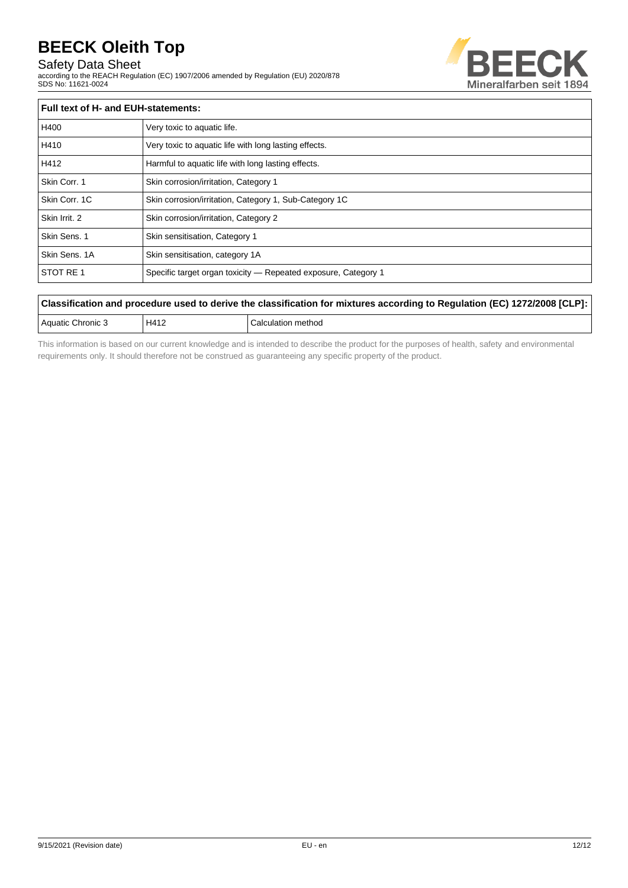| Full text of H- and EUH-statements: | |
|---|---|
| H400 | Very toxic to aquatic life. |
| H410 | Very toxic to aquatic life with long lasting effects. |
| H412 | Harmful to aquatic life with long lasting effects. |
| Skin Corr. 1 | Skin corrosion/irritation, Category 1 |
| Skin Corr. 1C | Skin corrosion/irritation, Category 1, Sub-Category 1C |
| Skin Irrit. 2 | Skin corrosion/irritation, Category 2 |
| Skin Sens. 1 | Skin sensitisation, Category 1 |
| Skin Sens. 1A | Skin sensitisation, category 1A |
| STOT RE 1 | Specific target organ toxicity — Repeated exposure, Category 1 |

| Classification and procedure used to derive the classification for mixtures according to Regulation (EC) 1272/2008 [CLP]: | | |
|---|---|---|
| Aquatic Chronic 3 | H412 | Calculation method |

This information is based on our current knowledge and is intended to describe the product for the purposes of health, safety and environmental requirements only. It should therefore not be construed as guaranteeing any specific property of the product.